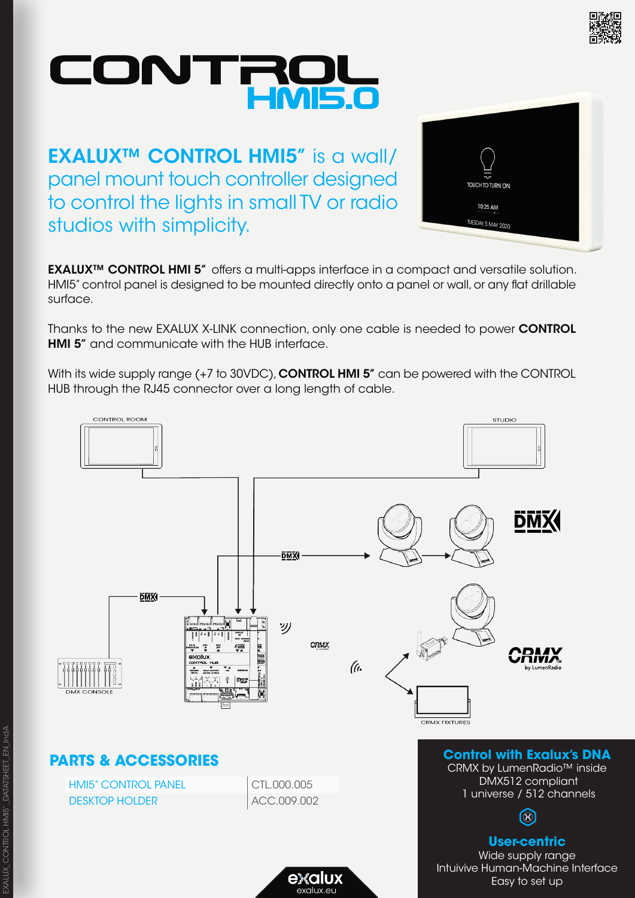# CONTROL HMI5.0

**EXALUX™ CONTROL HMI5"** is a wall/panel mount touch controller designed to control the lights in small TV or radio studios with simplicity.

**EXALUX™ CONTROL HMI 5"** offers a multi-apps interface in a compact and versatile solution. HMI5" control panel is designed to be mounted directly onto a panel or wall, or any flat drillable surface.

Thanks to the new EXALUX X-LINK connection, only one cable is needed to power **CONTROL HMI 5"** and communicate with the HUB interface.

With its wide supply range (+7 to 30VDC), **CONTROL HMI 5"** can be powered with the CONTROL HUB through the RJ45 connector over a long length of cable.

## PARTS & ACCESSORIES

| | |
|---|---|
| HMI5" CONTROL PANEL | CTL.000.005 |
| DESKTOP HOLDER | ACC.009.002 |

### Control with Exalux's DNA

CRMX by LumenRadio™ inside
DMX512 compliant
1 universe / 512 channels

### User-centric

Wide supply range
Intuivive Human-Machine Interface
Easy to set up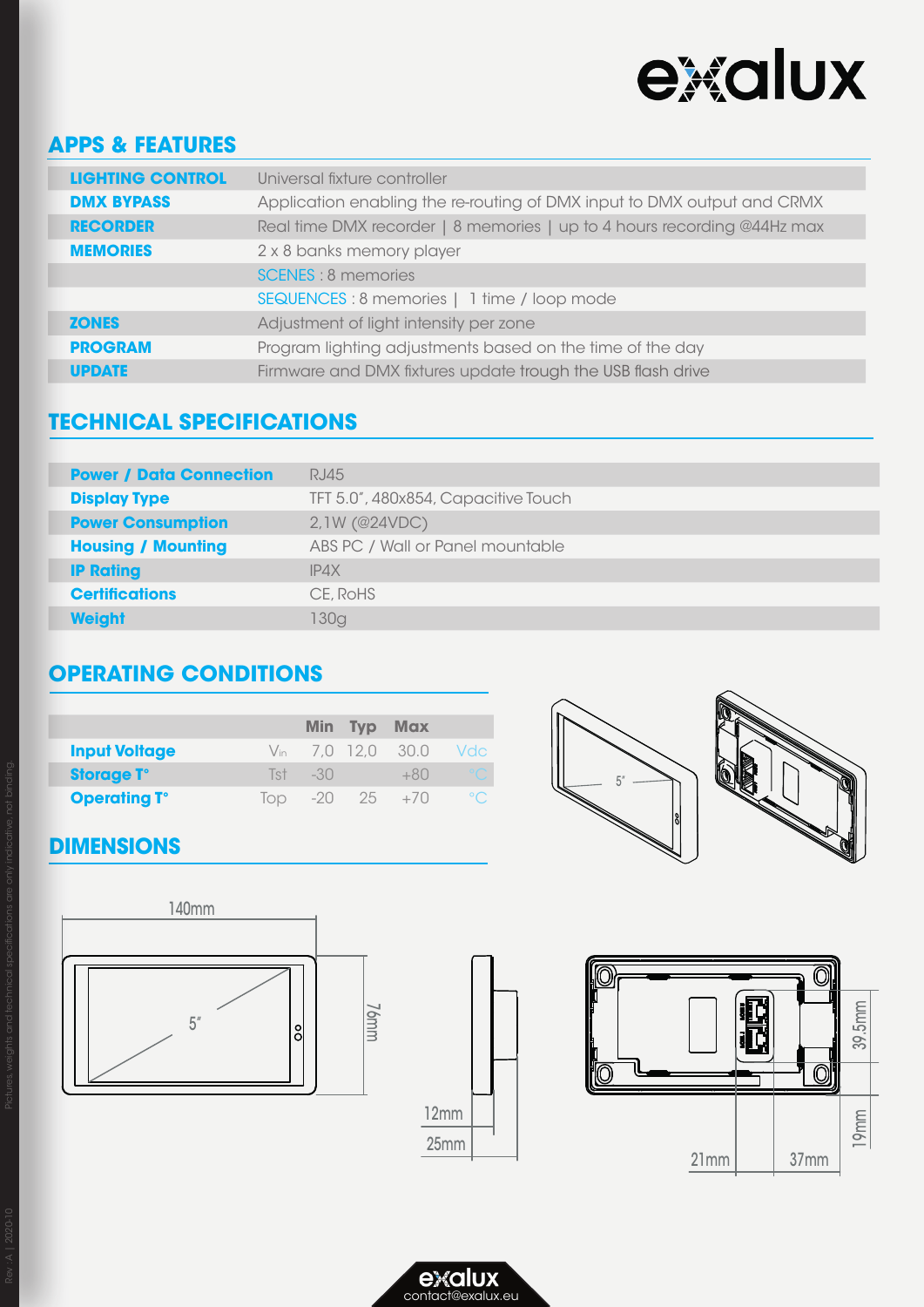## APPS & FEATURES

| | |
|---|---|
| **LIGHTING CONTROL** | Universal fixture controller |
| **DMX BYPASS** | Application enabling the re-routing of DMX input to DMX output and CRMX |
| **RECORDER** | Real time DMX recorder \| 8 memories \| up to 4 hours recording @44Hz max |
| **MEMORIES** | 2 x 8 banks memory player |
| | SCENES : 8 memories |
| | SEQUENCES : 8 memories \| 1 time / loop mode |
| **ZONES** | Adjustment of light intensity per zone |
| **PROGRAM** | Program lighting adjustments based on the time of the day |
| **UPDATE** | Firmware and DMX fixtures update trough the USB flash drive |

## TECHNICAL SPECIFICATIONS

| | |
|---|---|
| **Power / Data Connection** | RJ45 |
| **Display Type** | TFT 5.0", 480x854, Capacitive Touch |
| **Power Consumption** | 2,1W (@24VDC) |
| **Housing / Mounting** | ABS PC / Wall or Panel mountable |
| **IP Rating** | IP4X |
| **Certifications** | CE, RoHS |
| **Weight** | 130g |

## OPERATING CONDITIONS

| | | Min | Typ | Max | |
|---|---|---|---|---|---|
| **Input Voltage** | $V_{in}$ | 7,0 | 12,0 | 30.0 | Vdc |
| **Storage T°** | Tst | -30 | | +80 | °C |
| **Operating T°** | Top | -20 | 25 | +70 | °C |

## DIMENSIONS

140mm

5"

76mm

12mm

25mm

21mm

37mm

39,5mm

19mm

Pictures, weights and technical specifications are only indicative, not binding.

Rev : A | 2020-10

exalux
contact@exalux.eu